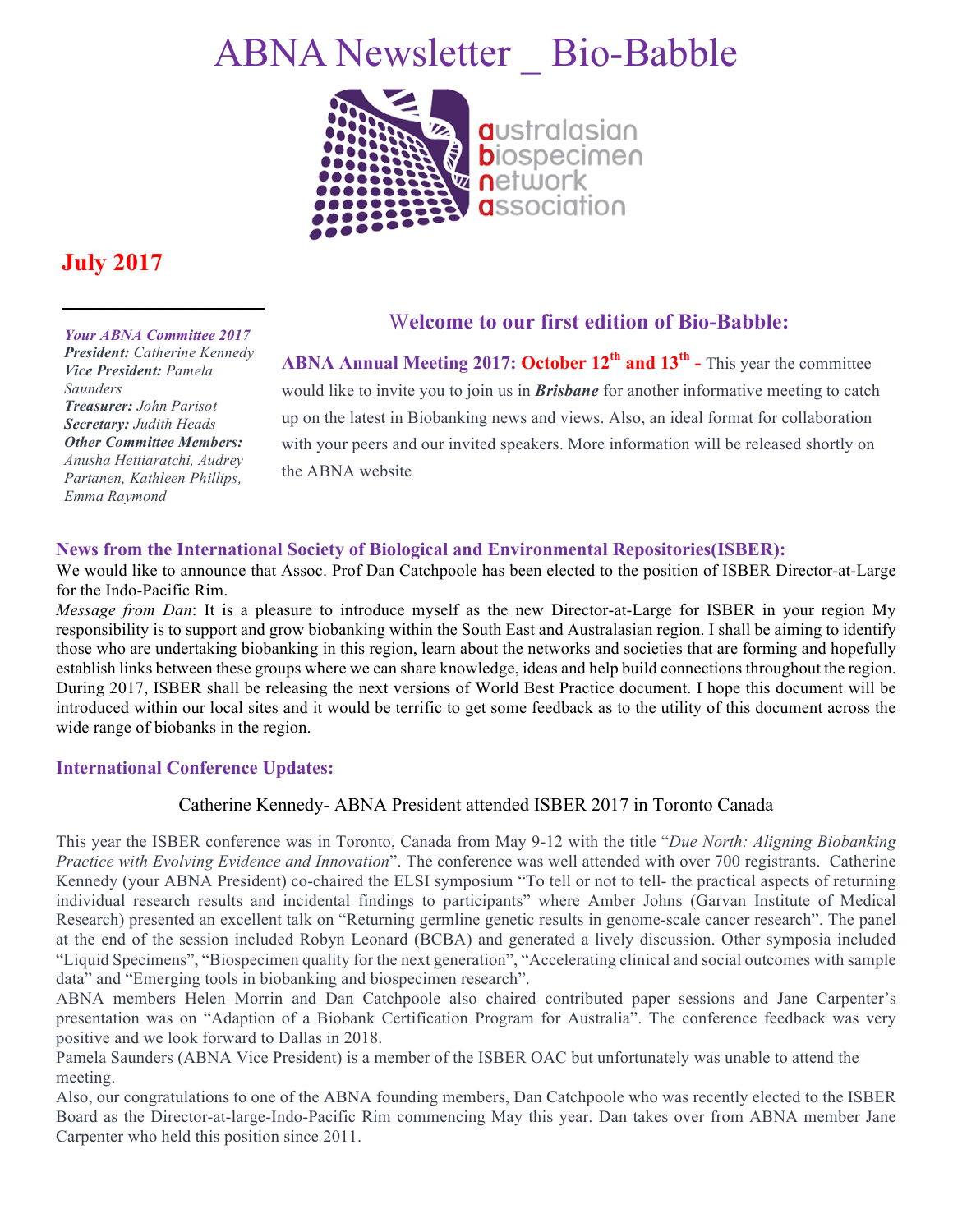# ABNA Newsletter _ Bio-Babble

australasian biospecimen network association

**July 2017**

***Your ABNA Committee 2017***
***President:*** *Catherine Kennedy*
***Vice President:*** *Pamela Saunders*
***Treasurer:*** *John Parisot*
***Secretary:*** *Judith Heads*
***Other Committee Members:*** *Anusha Hettiaratchi, Audrey Partanen, Kathleen Phillips, Emma Raymond*

## Welcome to our first edition of Bio-Babble:

**ABNA Annual Meeting 2017: October 12th and 13th -** This year the committee would like to invite you to join us in ***Brisbane*** for another informative meeting to catch up on the latest in Biobanking news and views. Also, an ideal format for collaboration with your peers and our invited speakers. More information will be released shortly on the ABNA website

### News from the International Society of Biological and Environmental Repositories(ISBER):

We would like to announce that Assoc. Prof Dan Catchpoole has been elected to the position of ISBER Director-at-Large for the Indo-Pacific Rim.

*Message from Dan*: It is a pleasure to introduce myself as the new Director-at-Large for ISBER in your region My responsibility is to support and grow biobanking within the South East and Australasian region. I shall be aiming to identify those who are undertaking biobanking in this region, learn about the networks and societies that are forming and hopefully establish links between these groups where we can share knowledge, ideas and help build connections throughout the region. During 2017, ISBER shall be releasing the next versions of World Best Practice document. I hope this document will be introduced within our local sites and it would be terrific to get some feedback as to the utility of this document across the wide range of biobanks in the region.

### International Conference Updates:

Catherine Kennedy- ABNA President attended ISBER 2017 in Toronto Canada

This year the ISBER conference was in Toronto, Canada from May 9-12 with the title "*Due North: Aligning Biobanking Practice with Evolving Evidence and Innovation*". The conference was well attended with over 700 registrants. Catherine Kennedy (your ABNA President) co-chaired the ELSI symposium "To tell or not to tell- the practical aspects of returning individual research results and incidental findings to participants" where Amber Johns (Garvan Institute of Medical Research) presented an excellent talk on "Returning germline genetic results in genome-scale cancer research". The panel at the end of the session included Robyn Leonard (BCBA) and generated a lively discussion. Other symposia included "Liquid Specimens", "Biospecimen quality for the next generation", "Accelerating clinical and social outcomes with sample data" and "Emerging tools in biobanking and biospecimen research".

ABNA members Helen Morrin and Dan Catchpoole also chaired contributed paper sessions and Jane Carpenter's presentation was on "Adaption of a Biobank Certification Program for Australia". The conference feedback was very positive and we look forward to Dallas in 2018.

Pamela Saunders (ABNA Vice President) is a member of the ISBER OAC but unfortunately was unable to attend the meeting.

Also, our congratulations to one of the ABNA founding members, Dan Catchpoole who was recently elected to the ISBER Board as the Director-at-large-Indo-Pacific Rim commencing May this year. Dan takes over from ABNA member Jane Carpenter who held this position since 2011.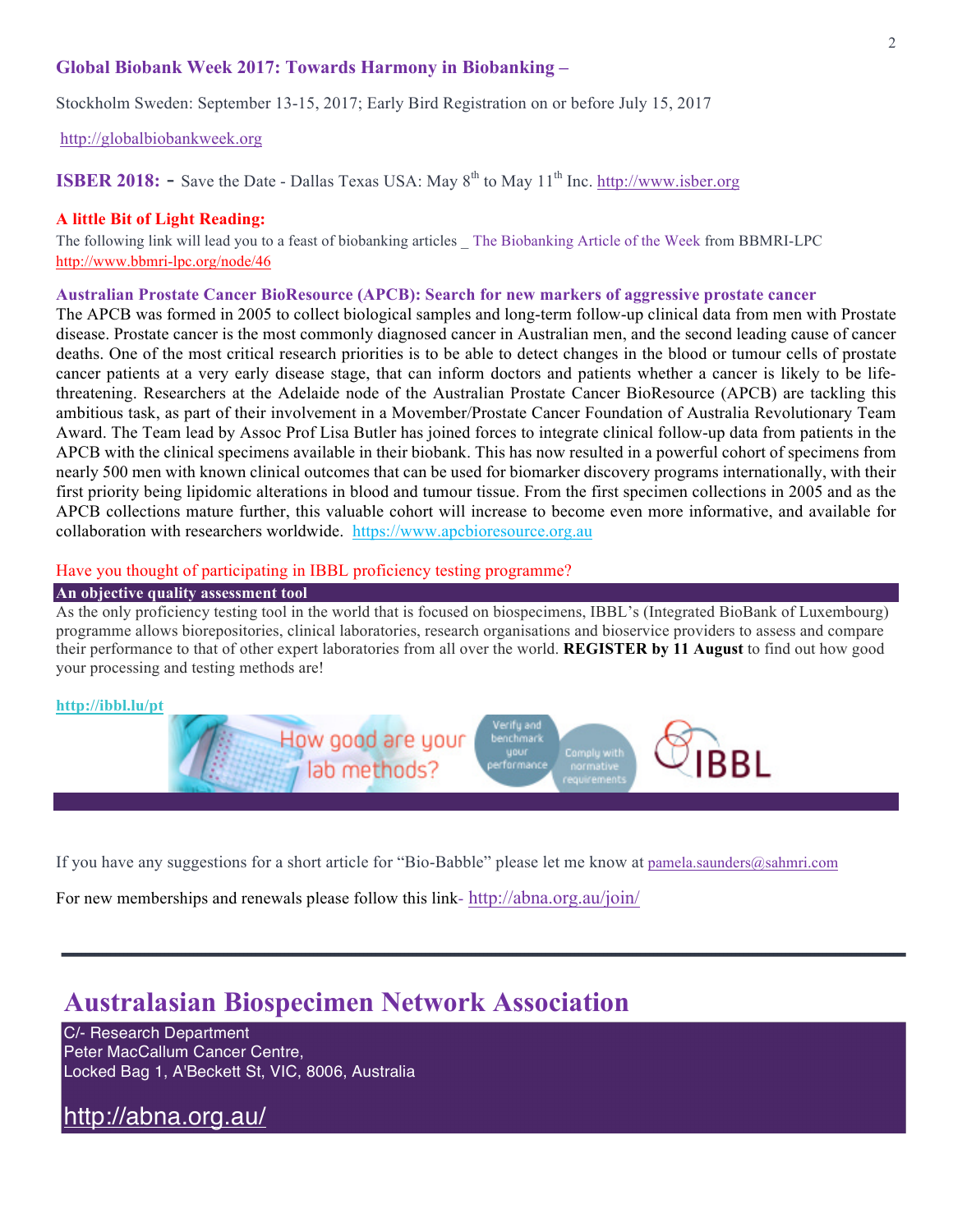### Global Biobank Week 2017: Towards Harmony in Biobanking –

Stockholm Sweden: September 13-15, 2017; Early Bird Registration on or before July 15, 2017

http://globalbiobankweek.org

**ISBER 2018:** - Save the Date - Dallas Texas USA: May 8th to May 11th Inc. http://www.isber.org

**A little Bit of Light Reading:**

The following link will lead you to a feast of biobanking articles _ The Biobanking Article of the Week from BBMRI-LPC
http://www.bbmri-lpc.org/node/46

### Australian Prostate Cancer BioResource (APCB): Search for new markers of aggressive prostate cancer

The APCB was formed in 2005 to collect biological samples and long-term follow-up clinical data from men with Prostate disease. Prostate cancer is the most commonly diagnosed cancer in Australian men, and the second leading cause of cancer deaths. One of the most critical research priorities is to be able to detect changes in the blood or tumour cells of prostate cancer patients at a very early disease stage, that can inform doctors and patients whether a cancer is likely to be life-threatening. Researchers at the Adelaide node of the Australian Prostate Cancer BioResource (APCB) are tackling this ambitious task, as part of their involvement in a Movember/Prostate Cancer Foundation of Australia Revolutionary Team Award. The Team lead by Assoc Prof Lisa Butler has joined forces to integrate clinical follow-up data from patients in the APCB with the clinical specimens available in their biobank. This has now resulted in a powerful cohort of specimens from nearly 500 men with known clinical outcomes that can be used for biomarker discovery programs internationally, with their first priority being lipidomic alterations in blood and tumour tissue. From the first specimen collections in 2005 and as the APCB collections mature further, this valuable cohort will increase to become even more informative, and available for collaboration with researchers worldwide. https://www.apcbioresource.org.au

Have you thought of participating in IBBL proficiency testing programme?

**An objective quality assessment tool**

As the only proficiency testing tool in the world that is focused on biospecimens, IBBL's (Integrated BioBank of Luxembourg) programme allows biorepositories, clinical laboratories, research organisations and bioservice providers to assess and compare their performance to that of other expert laboratories from all over the world. **REGISTER by 11 August** to find out how good your processing and testing methods are!

**http://ibbl.lu/pt**

How good are your lab methods?

Verify and benchmark your performance

Comply with normative requirements

IBBL

If you have any suggestions for a short article for "Bio-Babble" please let me know at pamela.saunders@sahmri.com

For new memberships and renewals please follow this link- http://abna.org.au/join/

---

## Australasian Biospecimen Network Association

C/- Research Department
Peter MacCallum Cancer Centre,
Locked Bag 1, A'Beckett St, VIC, 8006, Australia

http://abna.org.au/